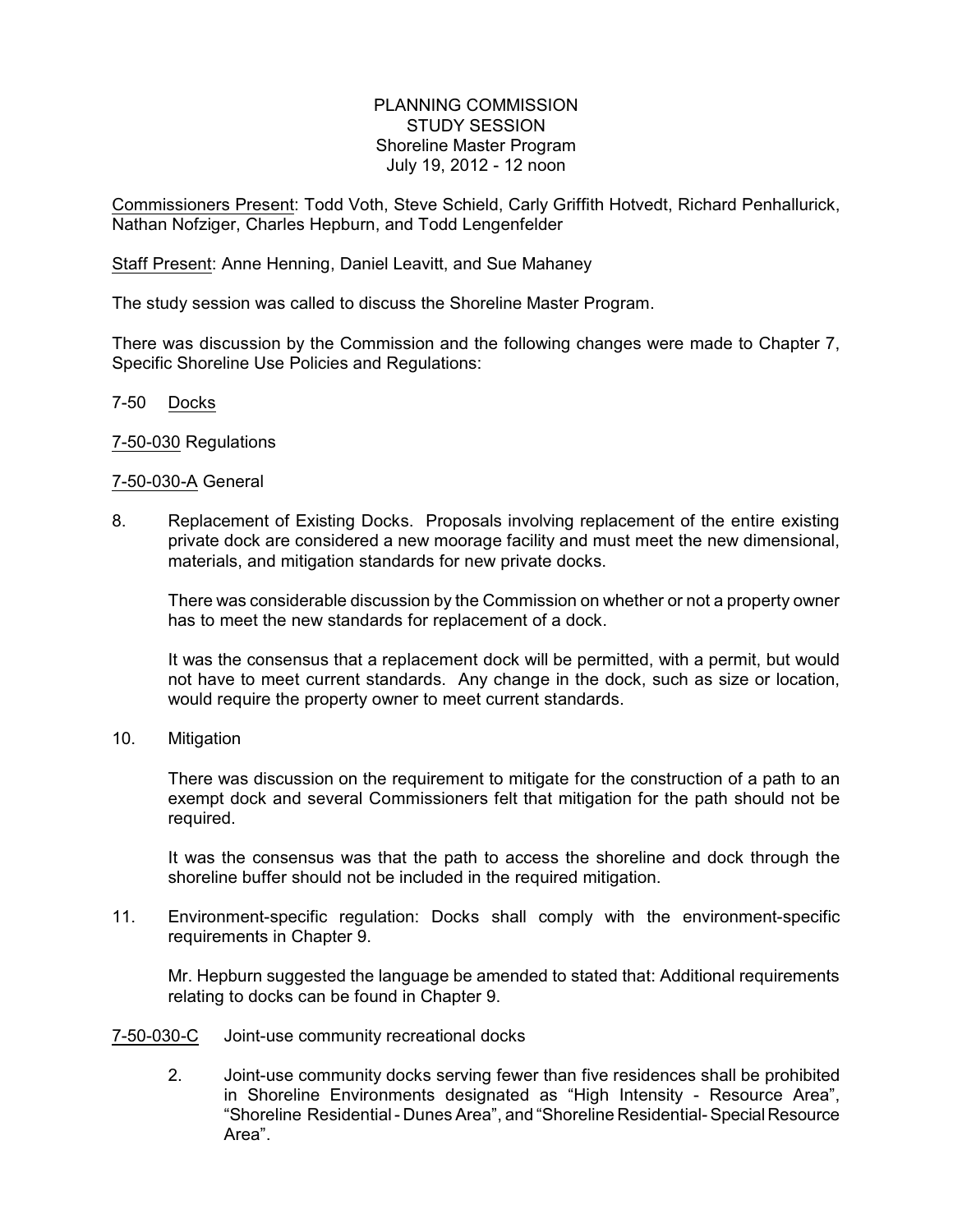PLANNING COMMISSION
STUDY SESSION
Shoreline Master Program
July 19, 2012 - 12 noon

Commissioners Present: Todd Voth, Steve Schield, Carly Griffith Hotvedt, Richard Penhallurick, Nathan Nofziger, Charles Hepburn, and Todd Lengenfelder

Staff Present: Anne Henning, Daniel Leavitt, and Sue Mahaney

The study session was called to discuss the Shoreline Master Program.

There was discussion by the Commission and the following changes were made to Chapter 7, Specific Shoreline Use Policies and Regulations:

7-50 Docks

7-50-030 Regulations

7-50-030-A General

8. Replacement of Existing Docks. Proposals involving replacement of the entire existing private dock are considered a new moorage facility and must meet the new dimensional, materials, and mitigation standards for new private docks.

   There was considerable discussion by the Commission on whether or not a property owner has to meet the new standards for replacement of a dock.

   It was the consensus that a replacement dock will be permitted, with a permit, but would not have to meet current standards. Any change in the dock, such as size or location, would require the property owner to meet current standards.

10. Mitigation

    There was discussion on the requirement to mitigate for the construction of a path to an exempt dock and several Commissioners felt that mitigation for the path should not be required.

    It was the consensus was that the path to access the shoreline and dock through the shoreline buffer should not be included in the required mitigation.

11. Environment-specific regulation: Docks shall comply with the environment-specific requirements in Chapter 9.

    Mr. Hepburn suggested the language be amended to stated that: Additional requirements relating to docks can be found in Chapter 9.

7-50-030-C Joint-use community recreational docks

2. Joint-use community docks serving fewer than five residences shall be prohibited in Shoreline Environments designated as "High Intensity - Resource Area", "Shoreline Residential - Dunes Area", and "Shoreline Residential- Special Resource Area".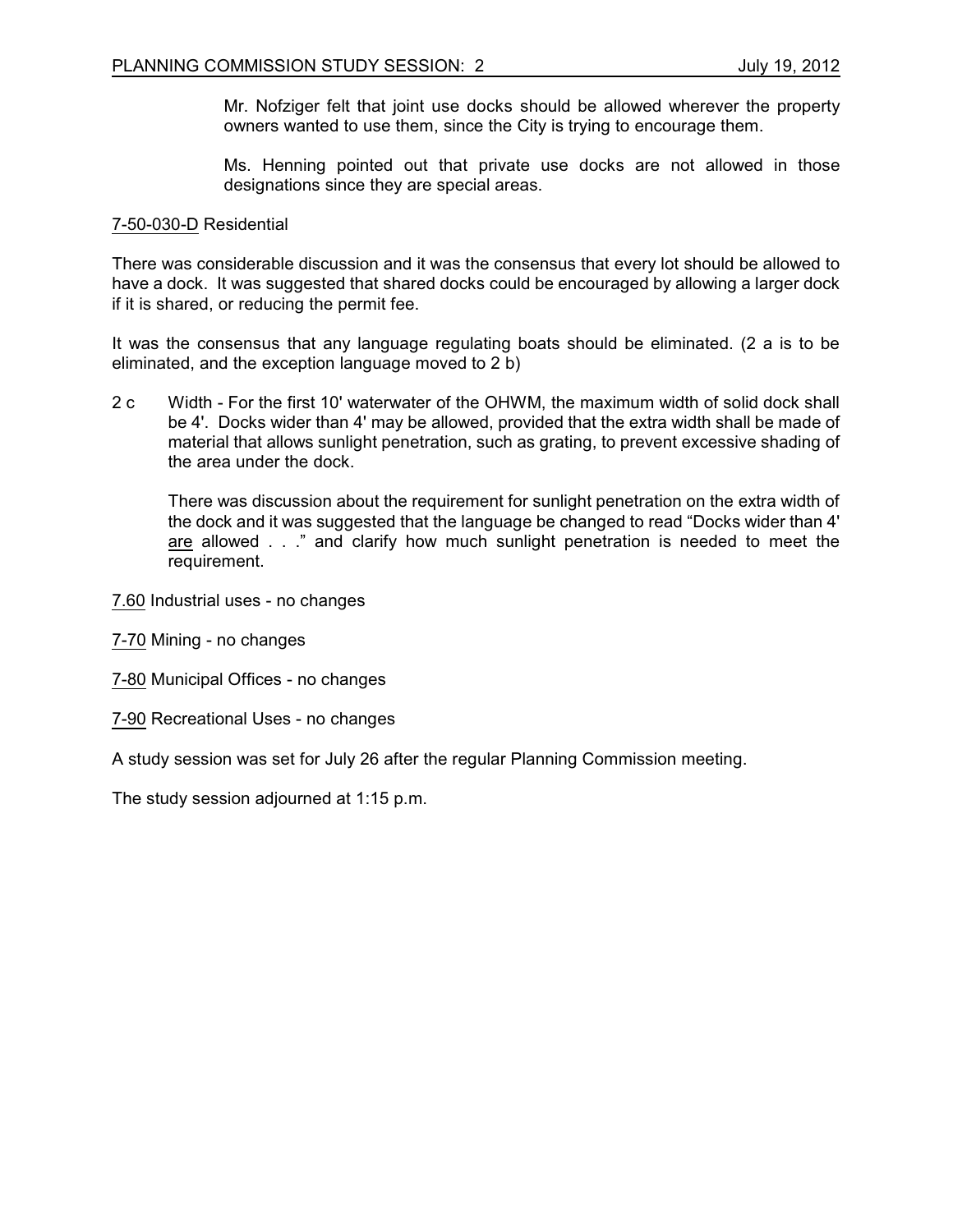Mr. Nofziger felt that joint use docks should be allowed wherever the property owners wanted to use them, since the City is trying to encourage them.

Ms. Henning pointed out that private use docks are not allowed in those designations since they are special areas.

<u>7-50-030-D</u> Residential

There was considerable discussion and it was the consensus that every lot should be allowed to have a dock. It was suggested that shared docks could be encouraged by allowing a larger dock if it is shared, or reducing the permit fee.

It was the consensus that any language regulating boats should be eliminated. (2 a is to be eliminated, and the exception language moved to 2 b)

2 c Width - For the first 10' waterwater of the OHWM, the maximum width of solid dock shall be 4'. Docks wider than 4' may be allowed, provided that the extra width shall be made of material that allows sunlight penetration, such as grating, to prevent excessive shading of the area under the dock.

There was discussion about the requirement for sunlight penetration on the extra width of the dock and it was suggested that the language be changed to read "Docks wider than 4' <u>are</u> allowed . . ." and clarify how much sunlight penetration is needed to meet the requirement.

<u>7.60</u> Industrial uses - no changes

<u>7-70</u> Mining - no changes

<u>7-80</u> Municipal Offices - no changes

<u>7-90</u> Recreational Uses - no changes

A study session was set for July 26 after the regular Planning Commission meeting.

The study session adjourned at 1:15 p.m.